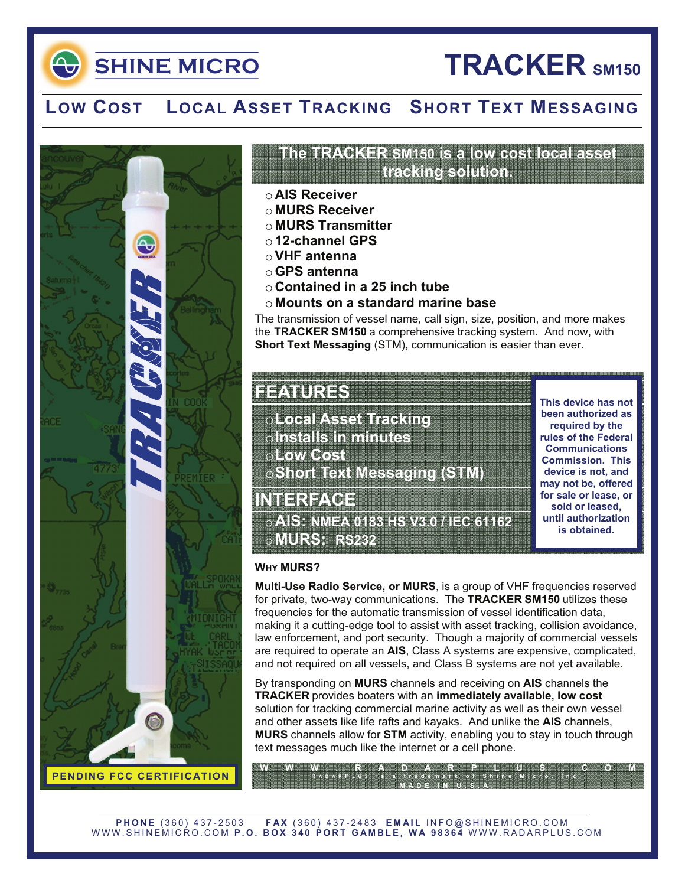# SHINE MICRO

# TRACKER SM150

## LOW COST LOCAL ASSET TRACKING SHORT TEXT MESSAGING

PENDING FCC CERTIFICATION

**The TRACKER SM150 is a low cost local asset tracking solution.**

- **AIS Receiver**
- **MURS Receiver**
- **MURS Transmitter**
- **12-channel GPS**
- **VHF antenna**
- **GPS antenna**
- **Contained in a 25 inch tube**
- **Mounts on a standard marine base**

The transmission of vessel name, call sign, size, position, and more makes the **TRACKER SM150** a comprehensive tracking system. And now, with **Short Text Messaging** (STM), communication is easier than ever.

## FEATURES

- **Local Asset Tracking**
- **Installs in minutes**
- **Low Cost**
- **Short Text Messaging (STM)**

## INTERFACE

- **AIS: NMEA 0183 HS V3.0 / IEC 61162**
- **MURS: RS232**

**This device has not been authorized as required by the rules of the Federal Communications Commission. This device is not, and may not be, offered for sale or lease, or sold or leased, until authorization is obtained.**

### WHY MURS?

**Multi-Use Radio Service, or MURS**, is a group of VHF frequencies reserved for private, two-way communications. The **TRACKER SM150** utilizes these frequencies for the automatic transmission of vessel identification data, making it a cutting-edge tool to assist with asset tracking, collision avoidance, law enforcement, and port security. Though a majority of commercial vessels are required to operate an **AIS**, Class A systems are expensive, complicated, and not required on all vessels, and Class B systems are not yet available.

By transponding on **MURS** channels and receiving on **AIS** channels the **TRACKER** provides boaters with an **immediately available, low cost** solution for tracking commercial marine activity as well as their own vessel and other assets like life rafts and kayaks. And unlike the **AIS** channels, **MURS** channels allow for **STM** activity, enabling you to stay in touch through text messages much like the internet or a cell phone.

WWW.RADARPLUS.COM
RADARPLUS is a trademark of Shine Micro, Inc.
MADE IN U.S.A.

**PHONE** (360) 437-2503 **FAX** (360) 437-2483 **EMAIL** INFO@SHINEMICRO.COM
WWW.SHINEMICRO.COM **P.O. BOX 340 PORT GAMBLE, WA 98364** WWW.RADARPLUS.COM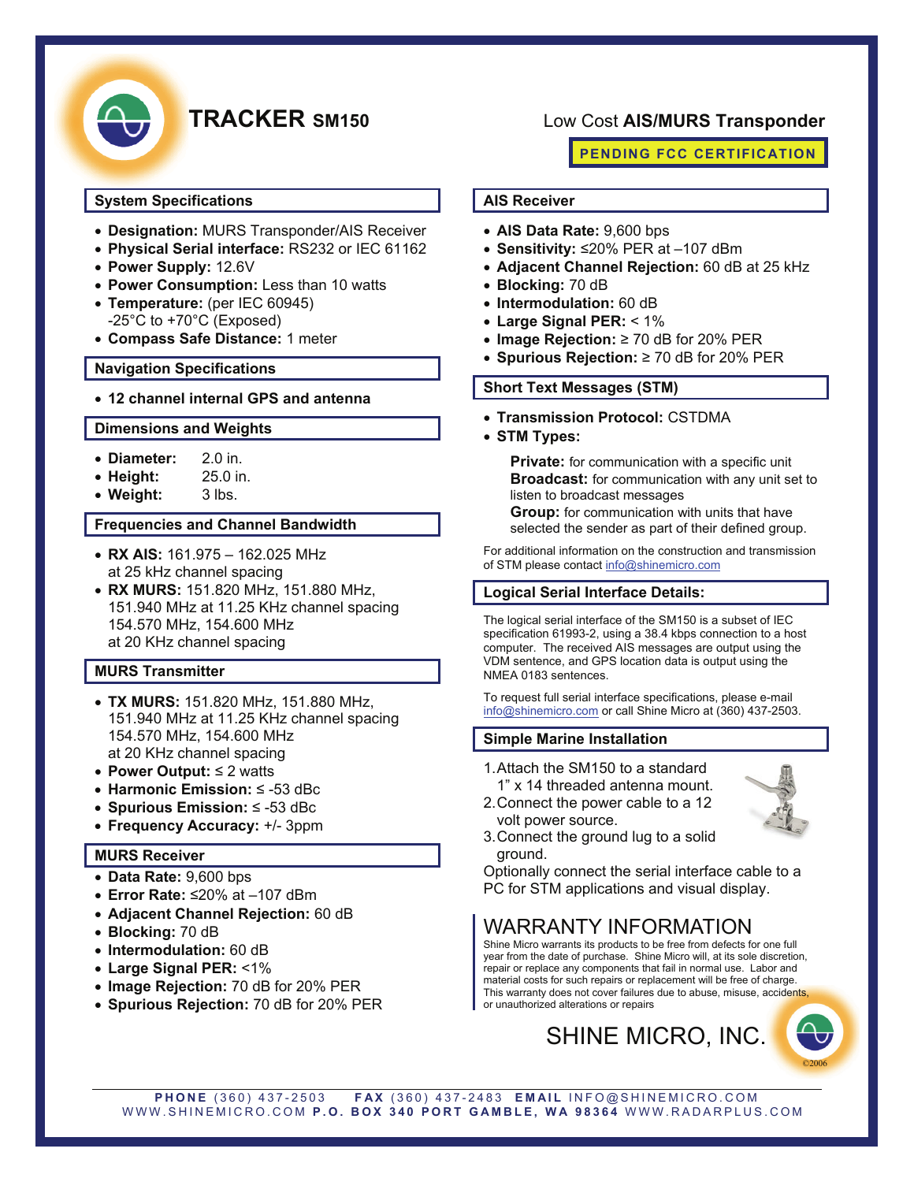# TRACKER SM150

Low Cost **AIS/MURS Transponder**

**PENDING FCC CERTIFICATION**

## System Specifications

- **Designation:** MURS Transponder/AIS Receiver
- **Physical Serial interface:** RS232 or IEC 61162
- **Power Supply:** 12.6V
- **Power Consumption:** Less than 10 watts
- **Temperature:** (per IEC 60945)
  -25°C to +70°C (Exposed)
- **Compass Safe Distance:** 1 meter

## Navigation Specifications

- **12 channel internal GPS and antenna**

## Dimensions and Weights

- **Diameter:** 2.0 in.
- **Height:** 25.0 in.
- **Weight:** 3 lbs.

## Frequencies and Channel Bandwidth

- **RX AIS:** 161.975 – 162.025 MHz
  at 25 kHz channel spacing
- **RX MURS:** 151.820 MHz, 151.880 MHz, 151.940 MHz at 11.25 KHz channel spacing
  154.570 MHz, 154.600 MHz
  at 20 KHz channel spacing

## MURS Transmitter

- **TX MURS:** 151.820 MHz, 151.880 MHz, 151.940 MHz at 11.25 KHz channel spacing
  154.570 MHz, 154.600 MHz
  at 20 KHz channel spacing
- **Power Output:** ≤ 2 watts
- **Harmonic Emission:** ≤ -53 dBc
- **Spurious Emission:** ≤ -53 dBc
- **Frequency Accuracy:** +/- 3ppm

## MURS Receiver

- **Data Rate:** 9,600 bps
- **Error Rate:** ≤20% at –107 dBm
- **Adjacent Channel Rejection:** 60 dB
- **Blocking:** 70 dB
- **Intermodulation:** 60 dB
- **Large Signal PER:** <1%
- **Image Rejection:** 70 dB for 20% PER
- **Spurious Rejection:** 70 dB for 20% PER

## AIS Receiver

- **AIS Data Rate:** 9,600 bps
- **Sensitivity:** ≤20% PER at –107 dBm
- **Adjacent Channel Rejection:** 60 dB at 25 kHz
- **Blocking:** 70 dB
- **Intermodulation:** 60 dB
- **Large Signal PER:** < 1%
- **Image Rejection:** ≥ 70 dB for 20% PER
- **Spurious Rejection:** ≥ 70 dB for 20% PER

## Short Text Messages (STM)

- **Transmission Protocol:** CSTDMA
- **STM Types:**

  **Private:** for communication with a specific unit
  **Broadcast:** for communication with any unit set to listen to broadcast messages
  **Group:** for communication with units that have selected the sender as part of their defined group.

For additional information on the construction and transmission of STM please contact info@shinemicro.com

## Logical Serial Interface Details:

The logical serial interface of the SM150 is a subset of IEC specification 61993-2, using a 38.4 kbps connection to a host computer. The received AIS messages are output using the VDM sentence, and GPS location data is output using the NMEA 0183 sentences.

To request full serial interface specifications, please e-mail info@shinemicro.com or call Shine Micro at (360) 437-2503.

## Simple Marine Installation

1. Attach the SM150 to a standard 1" x 14 threaded antenna mount.
2. Connect the power cable to a 12 volt power source.
3. Connect the ground lug to a solid ground.

Optionally connect the serial interface cable to a PC for STM applications and visual display.

## WARRANTY INFORMATION

Shine Micro warrants its products to be free from defects for one full year from the date of purchase. Shine Micro will, at its sole discretion, repair or replace any components that fail in normal use. Labor and material costs for such repairs or replacement will be free of charge. This warranty does not cover failures due to abuse, misuse, accidents, or unauthorized alterations or repairs

SHINE MICRO, INC.

©2006

**PHONE** (360) 437-2503 **FAX** (360) 437-2483 **EMAIL** INFO@SHINEMICRO.COM
WWW.SHINEMICRO.COM **P.O. BOX 340 PORT GAMBLE, WA 98364** WWW.RADARPLUS.COM